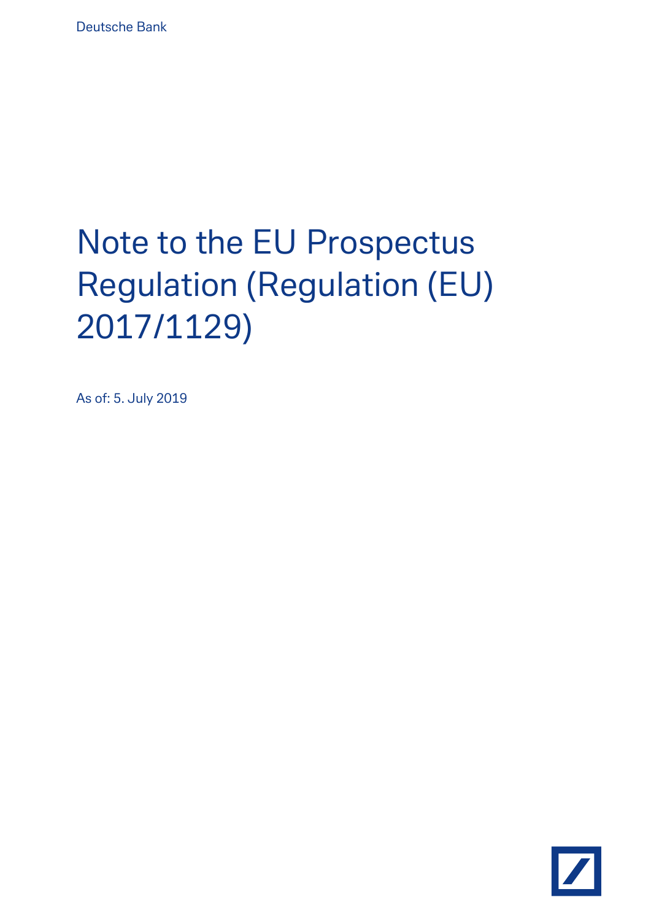Deutsche Bank

# Note to the EU Prospectus Regulation (Regulation (EU) 2017/1129)

As of: 5. July 2019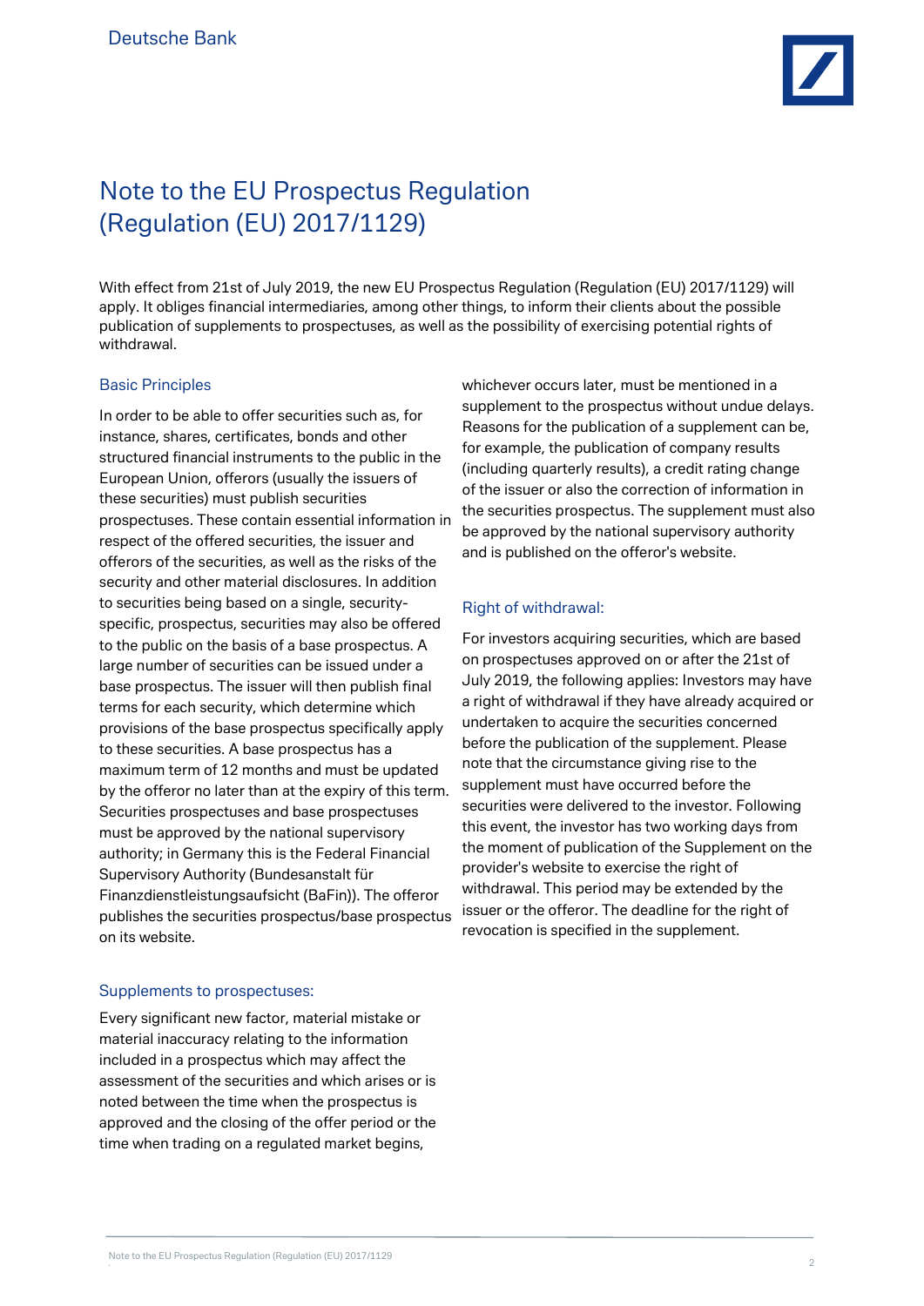# Note to the EU Prospectus Regulation (Regulation (EU) 2017/1129)

With effect from 21st of July 2019, the new EU Prospectus Regulation (Regulation (EU) 2017/1129) will apply. It obliges financial intermediaries, among other things, to inform their clients about the possible publication of supplements to prospectuses, as well as the possibility of exercising potential rights of withdrawal.

## Basic Principles

In order to be able to offer securities such as, for instance, shares, certificates, bonds and other structured financial instruments to the public in the European Union, offerors (usually the issuers of these securities) must publish securities prospectuses. These contain essential information in respect of the offered securities, the issuer and offerors of the securities, as well as the risks of the security and other material disclosures. In addition to securities being based on a single, security-specific, prospectus, securities may also be offered to the public on the basis of a base prospectus. A large number of securities can be issued under a base prospectus. The issuer will then publish final terms for each security, which determine which provisions of the base prospectus specifically apply to these securities. A base prospectus has a maximum term of 12 months and must be updated by the offeror no later than at the expiry of this term. Securities prospectuses and base prospectuses must be approved by the national supervisory authority; in Germany this is the Federal Financial Supervisory Authority (Bundesanstalt für Finanzdienstleistungsaufsicht (BaFin)). The offeror publishes the securities prospectus/base prospectus on its website.

## Supplements to prospectuses:

Every significant new factor, material mistake or material inaccuracy relating to the information included in a prospectus which may affect the assessment of the securities and which arises or is noted between the time when the prospectus is approved and the closing of the offer period or the time when trading on a regulated market begins, whichever occurs later, must be mentioned in a supplement to the prospectus without undue delays. Reasons for the publication of a supplement can be, for example, the publication of company results (including quarterly results), a credit rating change of the issuer or also the correction of information in the securities prospectus. The supplement must also be approved by the national supervisory authority and is published on the offeror's website.

## Right of withdrawal:

For investors acquiring securities, which are based on prospectuses approved on or after the 21st of July 2019, the following applies: Investors may have a right of withdrawal if they have already acquired or undertaken to acquire the securities concerned before the publication of the supplement. Please note that the circumstance giving rise to the supplement must have occurred before the securities were delivered to the investor. Following this event, the investor has two working days from the moment of publication of the Supplement on the provider's website to exercise the right of withdrawal. This period may be extended by the issuer or the offeror. The deadline for the right of revocation is specified in the supplement.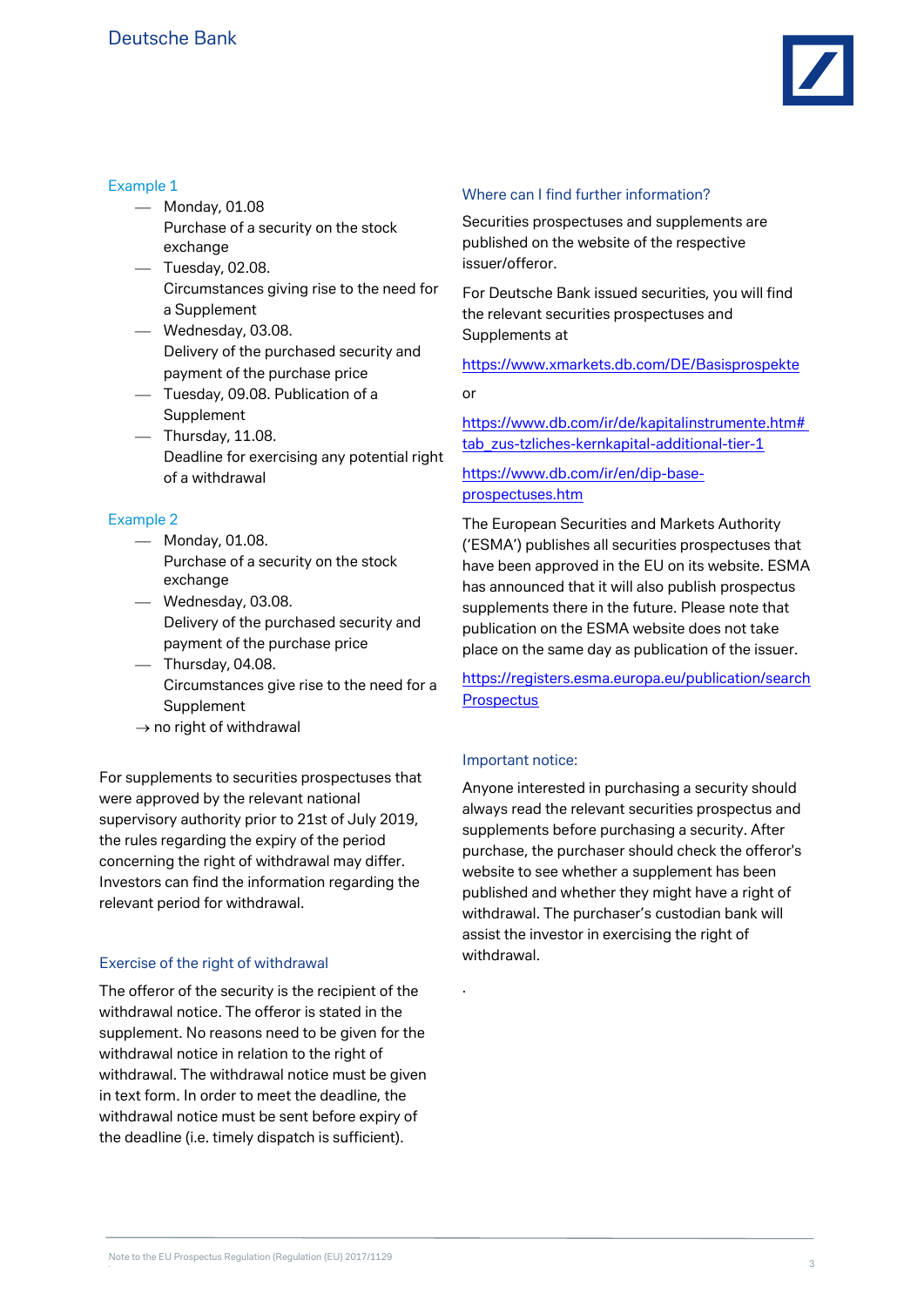### Example 1

- Monday, 01.08
  Purchase of a security on the stock exchange
- Tuesday, 02.08.
  Circumstances giving rise to the need for a Supplement
- Wednesday, 03.08.
  Delivery of the purchased security and payment of the purchase price
- Tuesday, 09.08. Publication of a Supplement
- Thursday, 11.08.
  Deadline for exercising any potential right of a withdrawal

### Example 2

- Monday, 01.08.
  Purchase of a security on the stock exchange
- Wednesday, 03.08.
  Delivery of the purchased security and payment of the purchase price
- Thursday, 04.08.
  Circumstances give rise to the need for a Supplement

→ no right of withdrawal

For supplements to securities prospectuses that were approved by the relevant national supervisory authority prior to 21st of July 2019, the rules regarding the expiry of the period concerning the right of withdrawal may differ. Investors can find the information regarding the relevant period for withdrawal.

### Exercise of the right of withdrawal

The offeror of the security is the recipient of the withdrawal notice. The offeror is stated in the supplement. No reasons need to be given for the withdrawal notice in relation to the right of withdrawal. The withdrawal notice must be given in text form. In order to meet the deadline, the withdrawal notice must be sent before expiry of the deadline (i.e. timely dispatch is sufficient).

### Where can I find further information?

Securities prospectuses and supplements are published on the website of the respective issuer/offeror.

For Deutsche Bank issued securities, you will find the relevant securities prospectuses and Supplements at

https://www.xmarkets.db.com/DE/Basisprospekte

or

https://www.db.com/ir/de/kapitalinstrumente.htm#tab_zus-tzliches-kernkapital-additional-tier-1

https://www.db.com/ir/en/dip-base-prospectuses.htm

The European Securities and Markets Authority ('ESMA') publishes all securities prospectuses that have been approved in the EU on its website. ESMA has announced that it will also publish prospectus supplements there in the future. Please note that publication on the ESMA website does not take place on the same day as publication of the issuer.

https://registers.esma.europa.eu/publication/searchProspectus

### Important notice:

Anyone interested in purchasing a security should always read the relevant securities prospectus and supplements before purchasing a security. After purchase, the purchaser should check the offeror's website to see whether a supplement has been published and whether they might have a right of withdrawal. The purchaser's custodian bank will assist the investor in exercising the right of withdrawal.

.